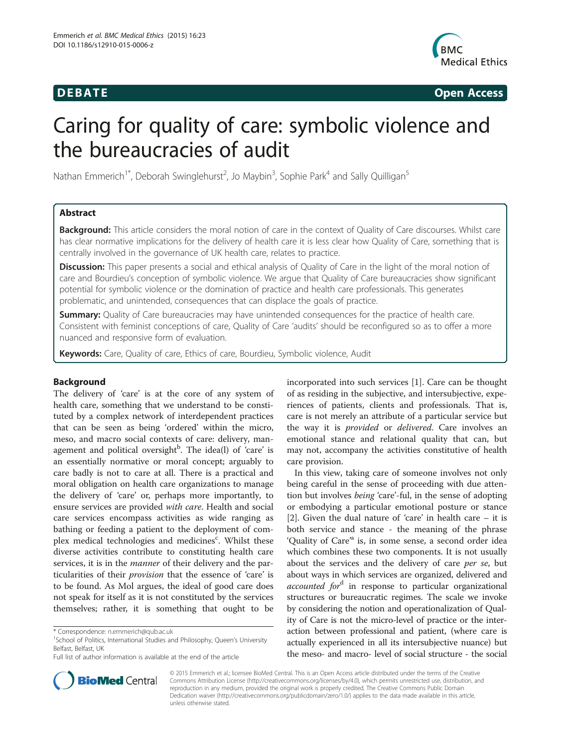**DEBATE** **Open Access**

# Caring for quality of care: symbolic violence and the bureaucracies of audit

Nathan Emmerich[1*], Deborah Swinglehurst[2], Jo Maybin[3], Sophie Park[4] and Sally Quilligan[5]

## Abstract

**Background:** This article considers the moral notion of care in the context of Quality of Care discourses. Whilst care has clear normative implications for the delivery of health care it is less clear how Quality of Care, something that is centrally involved in the governance of UK health care, relates to practice.

**Discussion:** This paper presents a social and ethical analysis of Quality of Care in the light of the moral notion of care and Bourdieu's conception of symbolic violence. We argue that Quality of Care bureaucracies show significant potential for symbolic violence or the domination of practice and health care professionals. This generates problematic, and unintended, consequences that can displace the goals of practice.

**Summary:** Quality of Care bureaucracies may have unintended consequences for the practice of health care. Consistent with feminist conceptions of care, Quality of Care 'audits' should be reconfigured so as to offer a more nuanced and responsive form of evaluation.

**Keywords:** Care, Quality of care, Ethics of care, Bourdieu, Symbolic violence, Audit

## Background

The delivery of 'care' is at the core of any system of health care, something that we understand to be constituted by a complex network of interdependent practices that can be seen as being 'ordered' within the micro, meso, and macro social contexts of care: delivery, management and political oversight[b]. The idea(l) of 'care' is an essentially normative or moral concept; arguably to care badly is not to care at all. There is a practical and moral obligation on health care organizations to manage the delivery of 'care' or, perhaps more importantly, to ensure services are provided *with care*. Health and social care services encompass activities as wide ranging as bathing or feeding a patient to the deployment of complex medical technologies and medicines[c]. Whilst these diverse activities contribute to constituting health care services, it is in the *manner* of their delivery and the particularities of their *provision* that the essence of 'care' is to be found. As Mol argues, the ideal of good care does not speak for itself as it is not constituted by the services themselves; rather, it is something that ought to be incorporated into such services [1]. Care can be thought of as residing in the subjective, and intersubjective, experiences of patients, clients and professionals. That is, care is not merely an attribute of a particular service but the way it is *provided* or *delivered*. Care involves an emotional stance and relational quality that can, but may not, accompany the activities constitutive of health care provision.

In this view, taking care of someone involves not only being careful in the sense of proceeding with due attention but involves *being* 'care'-ful, in the sense of adopting or embodying a particular emotional posture or stance [2]. Given the dual nature of 'care' in health care – it is both service and stance - the meaning of the phrase 'Quality of Care'[a] is, in some sense, a second order idea which combines these two components. It is not usually about the services and the delivery of care *per se*, but about ways in which services are organized, delivered and *accounted for*[d] in response to particular organizational structures or bureaucratic regimes. The scale we invoke by considering the notion and operationalization of Quality of Care is not the micro-level of practice or the interaction between professional and patient, (where care is actually experienced in all its intersubjective nuance) but the meso- and macro- level of social structure - the social

---

\* Correspondence: n.emmerich@qub.ac.uk
[1]School of Politics, International Studies and Philosophy, Queen's University Belfast, Belfast, UK
Full list of author information is available at the end of the article

© 2015 Emmerich et al.; licensee BioMed Central. This is an Open Access article distributed under the terms of the Creative Commons Attribution License (http://creativecommons.org/licenses/by/4.0), which permits unrestricted use, distribution, and reproduction in any medium, provided the original work is properly credited. The Creative Commons Public Domain Dedication waiver (http://creativecommons.org/publicdomain/zero/1.0/) applies to the data made available in this article, unless otherwise stated.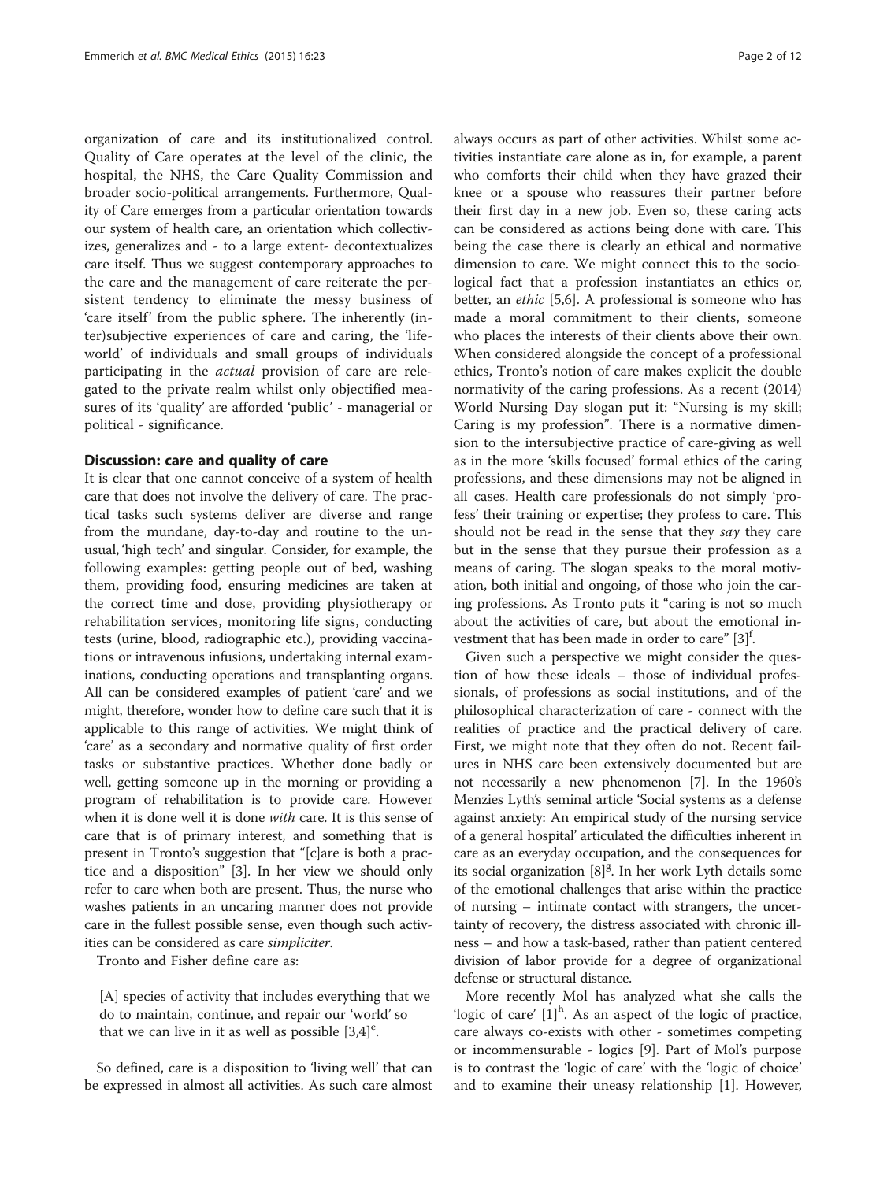organization of care and its institutionalized[e] control. Quality of Care operates at the level of the clinic, the hospital, the NHS, the Care Quality Commission and broader socio-political arrangements. Furthermore, Quality of Care emerges from a particular orientation towards our system of health care, an orientation which collectivizes, generalizes and - to a large extent- decontextualizes care itself. Thus we suggest contemporary approaches to the care and the management of care reiterate the persistent tendency to eliminate the messy business of 'care itself' from the public sphere. The inherently (inter)subjective experiences of care and caring, the 'lifeworld' of individuals and small groups of individuals participating in the *actual* provision of care are relegated to the private realm whilst only objectified measures of its 'quality' are afforded 'public' - managerial or political - significance.

## Discussion: care and quality of care

It is clear that one cannot conceive of a system of health care that does not involve the delivery of care. The practical tasks such systems deliver are diverse and range from the mundane, day-to-day and routine to the unusual, 'high tech' and singular. Consider, for example, the following examples: getting people out of bed, washing them, providing food, ensuring medicines are taken at the correct time and dose, providing physiotherapy or rehabilitation services, monitoring life signs, conducting tests (urine, blood, radiographic etc.), providing vaccinations or intravenous infusions, undertaking internal examinations, conducting operations and transplanting organs. All can be considered examples of patient 'care' and we might, therefore, wonder how to define care such that it is applicable to this range of activities. We might think of 'care' as a secondary and normative quality of first order tasks or substantive practices. Whether done badly or well, getting someone up in the morning or providing a program of rehabilitation is to provide care. However when it is done well it is done *with* care. It is this sense of care that is of primary interest, and something that is present in Tronto's suggestion that "[c]are is both a practice and a disposition" [3]. In her view we should only refer to care when both are present. Thus, the nurse who washes patients in an uncaring manner does not provide care in the fullest possible sense, even though such activities can be considered as care *simpliciter*.

Tronto and Fisher define care as:

> [A] species of activity that includes everything that we do to maintain, continue, and repair our 'world' so that we can live in it as well as possible [3,4][e].

So defined, care is a disposition to 'living well' that can be expressed in almost all activities. As such care almost always occurs as part of other activities. Whilst some activities instantiate care alone as in, for example, a parent who comforts their child when they have grazed their knee or a spouse who reassures their partner before their first day in a new job. Even so, these caring acts can be considered as actions being done with care. This being the case there is clearly an ethical and normative dimension to care. We might connect this to the sociological fact that a profession instantiates an ethics or, better, an *ethic* [5,6]. A professional is someone who has made a moral commitment to their clients, someone who places the interests of their clients above their own. When considered alongside the concept of a professional ethics, Tronto's notion of care makes explicit the double normativity of the caring professions. As a recent (2014) World Nursing Day slogan put it: "Nursing is my skill; Caring is my profession". There is a normative dimension to the intersubjective practice of care-giving as well as in the more 'skills focused' formal ethics of the caring professions, and these dimensions may not be aligned in all cases. Health care professionals do not simply 'profess' their training or expertise; they profess to care. This should not be read in the sense that they *say* they care but in the sense that they pursue their profession as a means of caring. The slogan speaks to the moral motivation, both initial and ongoing, of those who join the caring professions. As Tronto puts it "caring is not so much about the activities of care, but about the emotional investment that has been made in order to care" [3][f].

Given such a perspective we might consider the question of how these ideals – those of individual professionals, of professions as social institutions, and of the philosophical characterization of care - connect with the realities of practice and the practical delivery of care. First, we might note that they often do not. Recent failures in NHS care been extensively documented but are not necessarily a new phenomenon [7]. In the 1960's Menzies Lyth's seminal article 'Social systems as a defense against anxiety: An empirical study of the nursing service of a general hospital' articulated the difficulties inherent in care as an everyday occupation, and the consequences for its social organization [8][g]. In her work Lyth details some of the emotional challenges that arise within the practice of nursing – intimate contact with strangers, the uncertainty of recovery, the distress associated with chronic illness – and how a task-based, rather than patient centered division of labor provide for a degree of organizational defense or structural distance.

More recently Mol has analyzed what she calls the 'logic of care' [1][h]. As an aspect of the logic of practice, care always co-exists with other - sometimes competing or incommensurable - logics [9]. Part of Mol's purpose is to contrast the 'logic of care' with the 'logic of choice' and to examine their uneasy relationship [1]. However,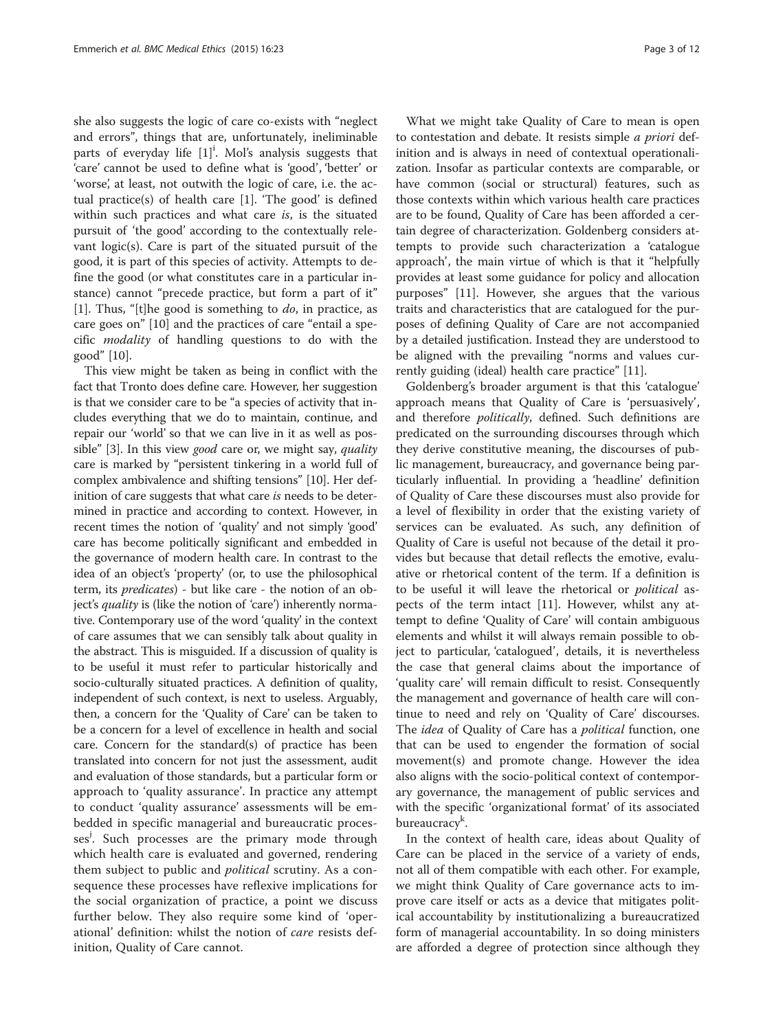she also suggests the logic of care co-exists with "neglect and errors", things that are, unfortunately, ineliminable parts of everyday life [1][i]. Mol's analysis suggests that 'care' cannot be used to define what is 'good', 'better' or 'worse', at least, not outwith the logic of care, i.e. the actual practice(s) of health care [1]. 'The good' is defined within such practices and what care *is*, is the situated pursuit of 'the good' according to the contextually relevant logic(s). Care is part of the situated pursuit of the good, it is part of this species of activity. Attempts to define the good (or what constitutes care in a particular instance) cannot "precede practice, but form a part of it" [1]. Thus, "[t]he good is something to *do*, in practice, as care goes on" [10] and the practices of care "entail a specific *modality* of handling questions to do with the good" [10].

This view might be taken as being in conflict with the fact that Tronto does define care. However, her suggestion is that we consider care to be "a species of activity that includes everything that we do to maintain, continue, and repair our 'world' so that we can live in it as well as possible" [3]. In this view *good* care or, we might say, *quality* care is marked by "persistent tinkering in a world full of complex ambivalence and shifting tensions" [10]. Her definition of care suggests that what care *is* needs to be determined in practice and according to context. However, in recent times the notion of 'quality' and not simply 'good' care has become politically significant and embedded in the governance of modern health care. In contrast to the idea of an object's 'property' (or, to use the philosophical term, its *predicates*) - but like care - the notion of an object's *quality* is (like the notion of 'care') inherently normative. Contemporary use of the word 'quality' in the context of care assumes that we can sensibly talk about quality in the abstract. This is misguided. If a discussion of quality is to be useful it must refer to particular historically and socio-culturally situated practices. A definition of quality, independent of such context, is next to useless. Arguably, then, a concern for the 'Quality of Care' can be taken to be a concern for a level of excellence in health and social care. Concern for the standard(s) of practice has been translated into concern for not just the assessment, audit and evaluation of those standards, but a particular form or approach to 'quality assurance'. In practice any attempt to conduct 'quality assurance' assessments will be embedded in specific managerial and bureaucratic processes[j]. Such processes are the primary mode through which health care is evaluated and governed, rendering them subject to public and *political* scrutiny. As a consequence these processes have reflexive implications for the social organization of practice, a point we discuss further below. They also require some kind of 'operational' definition: whilst the notion of *care* resists definition, Quality of Care cannot.

What we might take Quality of Care to mean is open to contestation and debate. It resists simple *a priori* definition and is always in need of contextual operationalization. Insofar as particular contexts are comparable, or have common (social or structural) features, such as those contexts within which various health care practices are to be found, Quality of Care has been afforded a certain degree of characterization. Goldenberg considers attempts to provide such characterization a 'catalogue approach', the main virtue of which is that it "helpfully provides at least some guidance for policy and allocation purposes" [11]. However, she argues that the various traits and characteristics that are catalogued for the purposes of defining Quality of Care are not accompanied by a detailed justification. Instead they are understood to be aligned with the prevailing "norms and values currently guiding (ideal) health care practice" [11].

Goldenberg's broader argument is that this 'catalogue' approach means that Quality of Care is 'persuasively', and therefore *politically*, defined. Such definitions are predicated on the surrounding discourses through which they derive constitutive meaning, the discourses of public management, bureaucracy, and governance being particularly influential. In providing a 'headline' definition of Quality of Care these discourses must also provide for a level of flexibility in order that the existing variety of services can be evaluated. As such, any definition of Quality of Care is useful not because of the detail it provides but because that detail reflects the emotive, evaluative or rhetorical content of the term. If a definition is to be useful it will leave the rhetorical or *political* aspects of the term intact [11]. However, whilst any attempt to define 'Quality of Care' will contain ambiguous elements and whilst it will always remain possible to object to particular, 'catalogued', details, it is nevertheless the case that general claims about the importance of 'quality care' will remain difficult to resist. Consequently the management and governance of health care will continue to need and rely on 'Quality of Care' discourses. The *idea* of Quality of Care has a *political* function, one that can be used to engender the formation of social movement(s) and promote change. However the idea also aligns with the socio-political context of contemporary governance, the management of public services and with the specific 'organizational format' of its associated bureaucracy[k].

In the context of health care, ideas about Quality of Care can be placed in the service of a variety of ends, not all of them compatible with each other. For example, we might think Quality of Care governance acts to improve care itself or acts as a device that mitigates political accountability by institutionalizing a bureaucratized form of managerial accountability. In so doing ministers are afforded a degree of protection since although they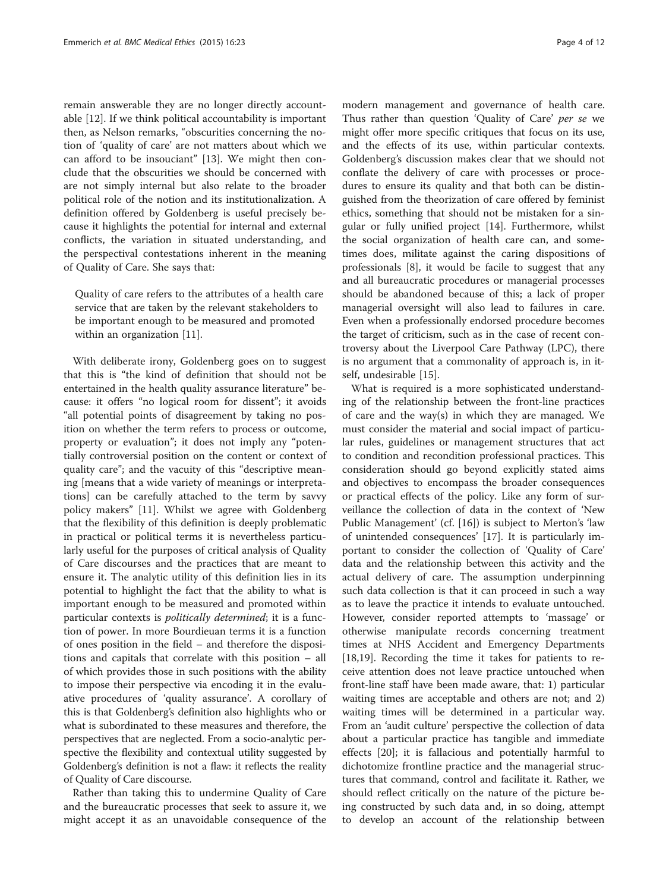remain answerable they are no longer directly accountable [12]. If we think political accountability is important then, as Nelson remarks, "obscurities concerning the notion of 'quality of care' are not matters about which we can afford to be insouciant" [13]. We might then conclude that the obscurities we should be concerned with are not simply internal but also relate to the broader political role of the notion and its institutionalization. A definition offered by Goldenberg is useful precisely because it highlights the potential for internal and external conflicts, the variation in situated understanding, and the perspectival contestations inherent in the meaning of Quality of Care. She says that:

> Quality of care refers to the attributes of a health care service that are taken by the relevant stakeholders to be important enough to be measured and promoted within an organization [11].

With deliberate irony, Goldenberg goes on to suggest that this is "the kind of definition that should not be entertained in the health quality assurance literature" because: it offers "no logical room for dissent"; it avoids "all potential points of disagreement by taking no position on whether the term refers to process or outcome, property or evaluation"; it does not imply any "potentially controversial position on the content or context of quality care"; and the vacuity of this "descriptive meaning [means that a wide variety of meanings or interpretations] can be carefully attached to the term by savvy policy makers" [11]. Whilst we agree with Goldenberg that the flexibility of this definition is deeply problematic in practical or political terms it is nevertheless particularly useful for the purposes of critical analysis of Quality of Care discourses and the practices that are meant to ensure it. The analytic utility of this definition lies in its potential to highlight the fact that the ability to what is important enough to be measured and promoted within particular contexts is *politically determined*; it is a function of power. In more Bourdieuan terms it is a function of ones position in the field – and therefore the dispositions and capitals that correlate with this position – all of which provides those in such positions with the ability to impose their perspective via encoding it in the evaluative procedures of 'quality assurance'. A corollary of this is that Goldenberg's definition also highlights who or what is subordinated to these measures and therefore, the perspectives that are neglected. From a socio-analytic perspective the flexibility and contextual utility suggested by Goldenberg's definition is not a flaw: it reflects the reality of Quality of Care discourse.

Rather than taking this to undermine Quality of Care and the bureaucratic processes that seek to assure it, we might accept it as an unavoidable consequence of the modern management and governance of health care. Thus rather than question 'Quality of Care' *per se* we might offer more specific critiques that focus on its use, and the effects of its use, within particular contexts. Goldenberg's discussion makes clear that we should not conflate the delivery of care with processes or procedures to ensure its quality and that both can be distinguished from the theorization of care offered by feminist ethics, something that should not be mistaken for a singular or fully unified project [14]. Furthermore, whilst the social organization of health care can, and sometimes does, militate against the caring dispositions of professionals [8], it would be facile to suggest that any and all bureaucratic procedures or managerial processes should be abandoned because of this; a lack of proper managerial oversight will also lead to failures in care. Even when a professionally endorsed procedure becomes the target of criticism, such as in the case of recent controversy about the Liverpool Care Pathway (LPC), there is no argument that a commonality of approach is, in itself, undesirable [15].

What is required is a more sophisticated understanding of the relationship between the front-line practices of care and the way(s) in which they are managed. We must consider the material and social impact of particular rules, guidelines or management structures that act to condition and recondition professional practices. This consideration should go beyond explicitly stated aims and objectives to encompass the broader consequences or practical effects of the policy. Like any form of surveillance the collection of data in the context of 'New Public Management' (cf. [16]) is subject to Merton's 'law of unintended consequences' [17]. It is particularly important to consider the collection of 'Quality of Care' data and the relationship between this activity and the actual delivery of care. The assumption underpinning such data collection is that it can proceed in such a way as to leave the practice it intends to evaluate untouched. However, consider reported attempts to 'massage' or otherwise manipulate records concerning treatment times at NHS Accident and Emergency Departments [18,19]. Recording the time it takes for patients to receive attention does not leave practice untouched when front-line staff have been made aware, that: 1) particular waiting times are acceptable and others are not; and 2) waiting times will be determined in a particular way. From an 'audit culture' perspective the collection of data about a particular practice has tangible and immediate effects [20]; it is fallacious and potentially harmful to dichotomize frontline practice and the managerial structures that command, control and facilitate it. Rather, we should reflect critically on the nature of the picture being constructed by such data and, in so doing, attempt to develop an account of the relationship between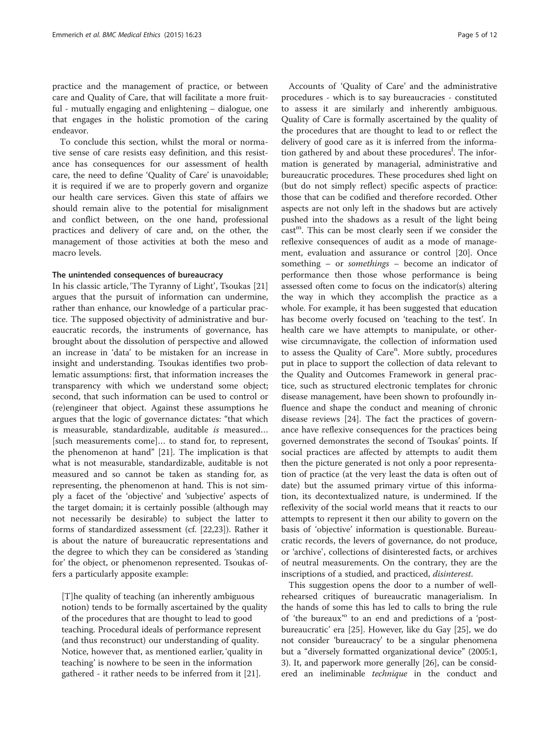practice and the management of practice, or between care and Quality of Care, that will facilitate a more fruitful - mutually engaging and enlightening – dialogue, one that engages in the holistic promotion of the caring endeavor.

To conclude this section, whilst the moral or normative sense of care resists easy definition, and this resistance has consequences for our assessment of health care, the need to define 'Quality of Care' is unavoidable; it is required if we are to properly govern and organize our health care services. Given this state of affairs we should remain alive to the potential for misalignment and conflict between, on the one hand, professional practices and delivery of care and, on the other, the management of those activities at both the meso and macro levels.

#### The unintended consequences of bureaucracy

In his classic article, 'The Tyranny of Light', Tsoukas [21] argues that the pursuit of information can undermine, rather than enhance, our knowledge of a particular practice. The supposed objectivity of administrative and bureaucratic records, the instruments of governance, has brought about the dissolution of perspective and allowed an increase in 'data' to be mistaken for an increase in insight and understanding. Tsoukas identifies two problematic assumptions: first, that information increases the transparency with which we understand some object; second, that such information can be used to control or (re)engineer that object. Against these assumptions he argues that the logic of governance dictates: "that which is measurable, standardizable, auditable *is* measured… [such measurements come]… to stand for, to represent, the phenomenon at hand" [21]. The implication is that what is not measurable, standardizable, auditable is not measured and so cannot be taken as standing for, as representing, the phenomenon at hand. This is not simply a facet of the 'objective' and 'subjective' aspects of the target domain; it is certainly possible (although may not necessarily be desirable) to subject the latter to forms of standardized assessment (cf. [22,23]). Rather it is about the nature of bureaucratic representations and the degree to which they can be considered as 'standing for' the object, or phenomenon represented. Tsoukas offers a particularly apposite example:

> [T]he quality of teaching (an inherently ambiguous notion) tends to be formally ascertained by the quality of the procedures that are thought to lead to good teaching. Procedural ideals of performance represent (and thus reconstruct) our understanding of quality. Notice, however that, as mentioned earlier, 'quality in teaching' is nowhere to be seen in the information gathered - it rather needs to be inferred from it [21].

Accounts of 'Quality of Care' and the administrative procedures - which is to say bureaucracies - constituted to assess it are similarly and inherently ambiguous. Quality of Care is formally ascertained by the quality of the procedures that are thought to lead to or reflect the delivery of good care as it is inferred from the information gathered by and about these procedures[l]. The information is generated by managerial, administrative and bureaucratic procedures. These procedures shed light on (but do not simply reflect) specific aspects of practice: those that can be codified and therefore recorded. Other aspects are not only left in the shadows but are actively pushed into the shadows as a result of the light being cast[m]. This can be most clearly seen if we consider the reflexive consequences of audit as a mode of management, evaluation and assurance or control [20]. Once something – or *somethings* – become an indicator of performance then those whose performance is being assessed often come to focus on the indicator(s) altering the way in which they accomplish the practice as a whole. For example, it has been suggested that education has become overly focused on 'teaching to the test'. In health care we have attempts to manipulate, or otherwise circumnavigate, the collection of information used to assess the Quality of Care[n]. More subtly, procedures put in place to support the collection of data relevant to the Quality and Outcomes Framework in general practice, such as structured electronic templates for chronic disease management, have been shown to profoundly influence and shape the conduct and meaning of chronic disease reviews [24]. The fact the practices of governance have reflexive consequences for the practices being governed demonstrates the second of Tsoukas' points. If social practices are affected by attempts to audit them then the picture generated is not only a poor representation of practice (at the very least the data is often out of date) but the assumed primary virtue of this information, its decontextualized nature, is undermined. If the reflexivity of the social world means that it reacts to our attempts to represent it then our ability to govern on the basis of 'objective' information is questionable. Bureaucratic records, the levers of governance, do not produce, or 'archive', collections of disinterested facts, or archives of neutral measurements. On the contrary, they are the inscriptions of a studied, and practiced, *disinterest*.

This suggestion opens the door to a number of well-rehearsed critiques of bureaucratic managerialism. In the hands of some this has led to calls to bring the rule of 'the bureaux'[o] to an end and predictions of a 'post-bureaucratic' era [25]. However, like du Gay [25], we do not consider 'bureaucracy' to be a singular phenomena but a "diversely formatted organizational device" (2005:1, 3). It, and paperwork more generally [26], can be considered an ineliminable *technique* in the conduct and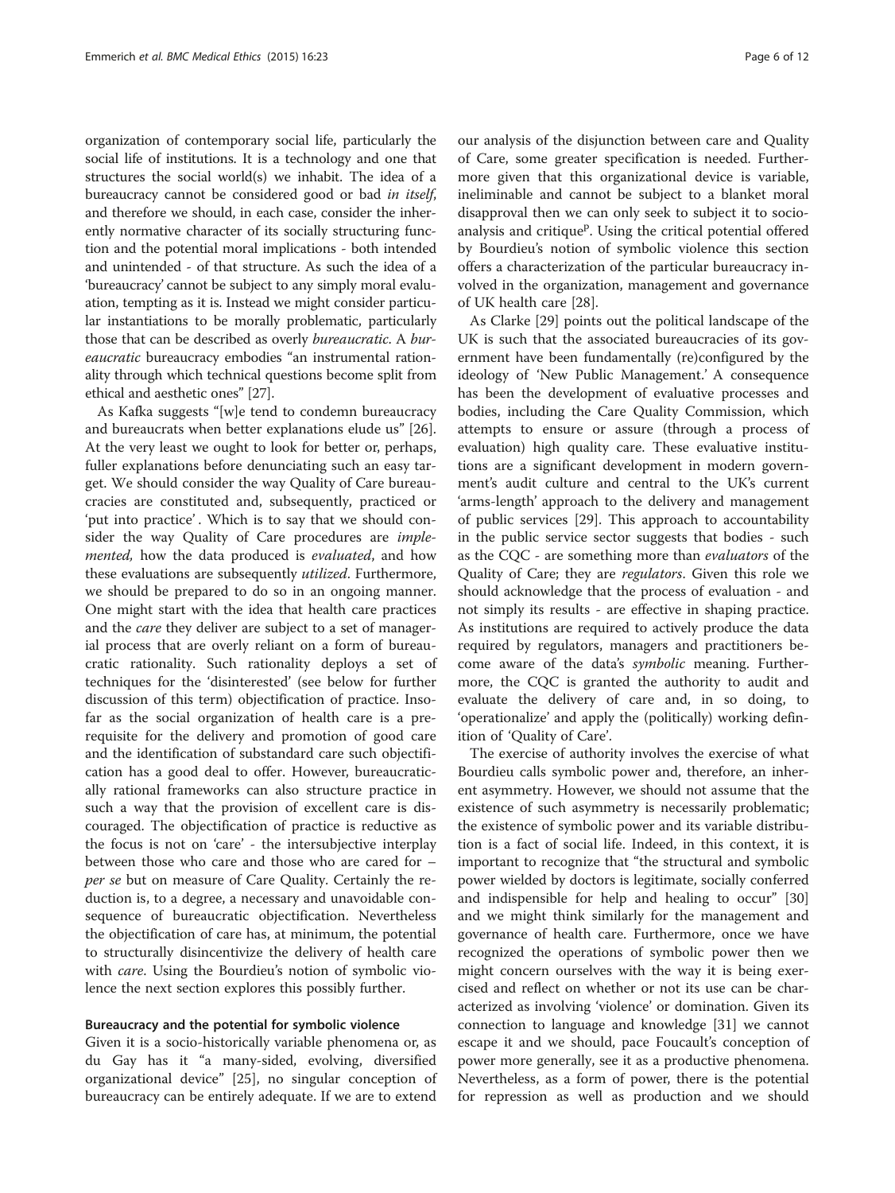organization of contemporary social life, particularly the social life of institutions. It is a technology and one that structures the social world(s) we inhabit. The idea of a bureaucracy cannot be considered good or bad *in itself*, and therefore we should, in each case, consider the inherently normative character of its socially structuring function and the potential moral implications - both intended and unintended - of that structure. As such the idea of a 'bureaucracy' cannot be subject to any simply moral evaluation, tempting as it is. Instead we might consider particular instantiations to be morally problematic, particularly those that can be described as overly *bureaucratic*. A *bureaucratic* bureaucracy embodies "an instrumental rationality through which technical questions become split from ethical and aesthetic ones" [27].

As Kafka suggests "[w]e tend to condemn bureaucracy and bureaucrats when better explanations elude us" [26]. At the very least we ought to look for better or, perhaps, fuller explanations before denunciating such an easy target. We should consider the way Quality of Care bureaucracies are constituted and, subsequently, practiced or 'put into practice'. Which is to say that we should consider the way Quality of Care procedures are *implemented,* how the data produced is *evaluated*, and how these evaluations are subsequently *utilized*. Furthermore, we should be prepared to do so in an ongoing manner. One might start with the idea that health care practices and the *care* they deliver are subject to a set of managerial process that are overly reliant on a form of bureaucratic rationality. Such rationality deploys a set of techniques for the 'disinterested' (see below for further discussion of this term) objectification of practice. Insofar as the social organization of health care is a prerequisite for the delivery and promotion of good care and the identification of substandard care such objectification has a good deal to offer. However, bureaucratically rational frameworks can also structure practice in such a way that the provision of excellent care is discouraged. The objectification of practice is reductive as the focus is not on 'care' - the intersubjective interplay between those who care and those who are cared for – *per se* but on measure of Care Quality. Certainly the reduction is, to a degree, a necessary and unavoidable consequence of bureaucratic objectification. Nevertheless the objectification of care has, at minimum, the potential to structurally disincentivize the delivery of health care with *care*. Using the Bourdieu's notion of symbolic violence the next section explores this possibly further.

### Bureaucracy and the potential for symbolic violence

Given it is a socio-historically variable phenomena or, as du Gay has it "a many-sided, evolving, diversified organizational device" [25], no singular conception of bureaucracy can be entirely adequate. If we are to extend our analysis of the disjunction between care and Quality of Care, some greater specification is needed. Furthermore given that this organizational device is variable, ineliminable and cannot be subject to a blanket moral disapproval then we can only seek to subject it to socio-analysis and critique[p]. Using the critical potential offered by Bourdieu's notion of symbolic violence this section offers a characterization of the particular bureaucracy involved in the organization, management and governance of UK health care [28].

As Clarke [29] points out the political landscape of the UK is such that the associated bureaucracies of its government have been fundamentally (re)configured by the ideology of 'New Public Management.' A consequence has been the development of evaluative processes and bodies, including the Care Quality Commission, which attempts to ensure or assure (through a process of evaluation) high quality care. These evaluative institutions are a significant development in modern government's audit culture and central to the UK's current 'arms-length' approach to the delivery and management of public services [29]. This approach to accountability in the public service sector suggests that bodies - such as the CQC - are something more than *evaluators* of the Quality of Care; they are *regulators*. Given this role we should acknowledge that the process of evaluation - and not simply its results - are effective in shaping practice. As institutions are required to actively produce the data required by regulators, managers and practitioners become aware of the data's *symbolic* meaning. Furthermore, the CQC is granted the authority to audit and evaluate the delivery of care and, in so doing, to 'operationalize' and apply the (politically) working definition of 'Quality of Care'.

The exercise of authority involves the exercise of what Bourdieu calls symbolic power and, therefore, an inherent asymmetry. However, we should not assume that the existence of such asymmetry is necessarily problematic; the existence of symbolic power and its variable distribution is a fact of social life. Indeed, in this context, it is important to recognize that "the structural and symbolic power wielded by doctors is legitimate, socially conferred and indispensible for help and healing to occur" [30] and we might think similarly for the management and governance of health care. Furthermore, once we have recognized the operations of symbolic power then we might concern ourselves with the way it is being exercised and reflect on whether or not its use can be characterized as involving 'violence' or domination. Given its connection to language and knowledge [31] we cannot escape it and we should, pace Foucault's conception of power more generally, see it as a productive phenomena. Nevertheless, as a form of power, there is the potential for repression as well as production and we should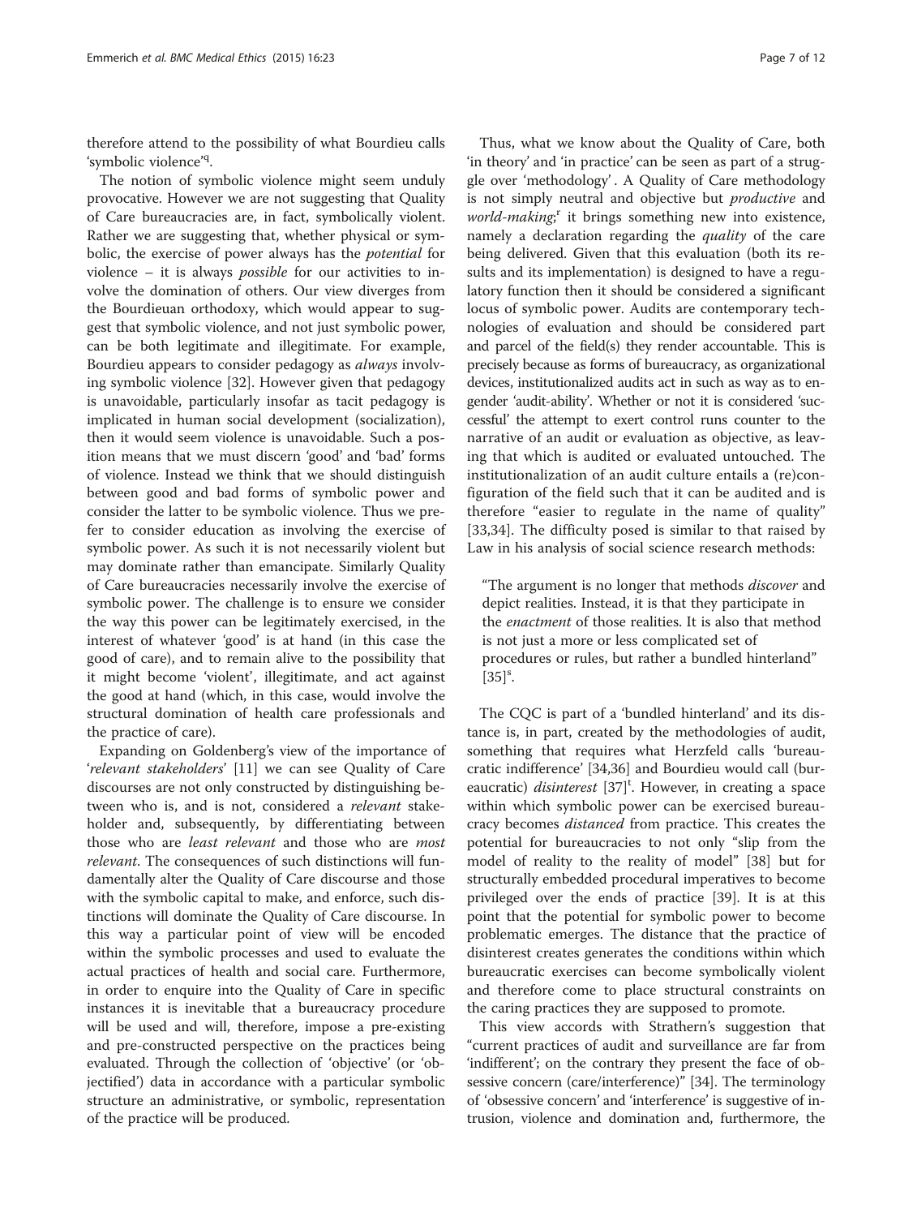therefore attend to the possibility of what Bourdieu calls 'symbolic violence'[q].

The notion of symbolic violence might seem unduly provocative. However we are not suggesting that Quality of Care bureaucracies are, in fact, symbolically violent. Rather we are suggesting that, whether physical or symbolic, the exercise of power always has the *potential* for violence – it is always *possible* for our activities to involve the domination of others. Our view diverges from the Bourdieuan orthodoxy, which would appear to suggest that symbolic violence, and not just symbolic power, can be both legitimate and illegitimate. For example, Bourdieu appears to consider pedagogy as *always* involving symbolic violence [32]. However given that pedagogy is unavoidable, particularly insofar as tacit pedagogy is implicated in human social development (socialization), then it would seem violence is unavoidable. Such a position means that we must discern 'good' and 'bad' forms of violence. Instead we think that we should distinguish between good and bad forms of symbolic power and consider the latter to be symbolic violence. Thus we prefer to consider education as involving the exercise of symbolic power. As such it is not necessarily violent but may dominate rather than emancipate. Similarly Quality of Care bureaucracies necessarily involve the exercise of symbolic power. The challenge is to ensure we consider the way this power can be legitimately exercised, in the interest of whatever 'good' is at hand (in this case the good of care), and to remain alive to the possibility that it might become 'violent', illegitimate, and act against the good at hand (which, in this case, would involve the structural domination of health care professionals and the practice of care).

Expanding on Goldenberg's view of the importance of '*relevant stakeholders*' [11] we can see Quality of Care discourses are not only constructed by distinguishing between who is, and is not, considered a *relevant* stakeholder and, subsequently, by differentiating between those who are *least relevant* and those who are *most relevant*. The consequences of such distinctions will fundamentally alter the Quality of Care discourse and those with the symbolic capital to make, and enforce, such distinctions will dominate the Quality of Care discourse. In this way a particular point of view will be encoded within the symbolic processes and used to evaluate the actual practices of health and social care. Furthermore, in order to enquire into the Quality of Care in specific instances it is inevitable that a bureaucracy procedure will be used and will, therefore, impose a pre-existing and pre-constructed perspective on the practices being evaluated. Through the collection of 'objective' (or 'objectified') data in accordance with a particular symbolic structure an administrative, or symbolic, representation of the practice will be produced.

Thus, what we know about the Quality of Care, both 'in theory' and 'in practice' can be seen as part of a struggle over 'methodology'. A Quality of Care methodology is not simply neutral and objective but *productive* and *world-making*;[r] it brings something new into existence, namely a declaration regarding the *quality* of the care being delivered. Given that this evaluation (both its results and its implementation) is designed to have a regulatory function then it should be considered a significant locus of symbolic power. Audits are contemporary technologies of evaluation and should be considered part and parcel of the field(s) they render accountable. This is precisely because as forms of bureaucracy, as organizational devices, institutionalized audits act in such as way as to engender 'audit-ability'. Whether or not it is considered 'successful' the attempt to exert control runs counter to the narrative of an audit or evaluation as objective, as leaving that which is audited or evaluated untouched. The institutionalization of an audit culture entails a (re)configuration of the field such that it can be audited and is therefore "easier to regulate in the name of quality" [33,34]. The difficulty posed is similar to that raised by Law in his analysis of social science research methods:

> "The argument is no longer that methods *discover* and depict realities. Instead, it is that they participate in the *enactment* of those realities. It is also that method is not just a more or less complicated set of procedures or rules, but rather a bundled hinterland" [35][s].

The CQC is part of a 'bundled hinterland' and its distance is, in part, created by the methodologies of audit, something that requires what Herzfeld calls 'bureaucratic indifference' [34,36] and Bourdieu would call (bureaucratic) *disinterest* [37][t]. However, in creating a space within which symbolic power can be exercised bureaucracy becomes *distanced* from practice. This creates the potential for bureaucracies to not only "slip from the model of reality to the reality of model" [38] but for structurally embedded procedural imperatives to become privileged over the ends of practice [39]. It is at this point that the potential for symbolic power to become problematic emerges. The distance that the practice of disinterest creates generates the conditions within which bureaucratic exercises can become symbolically violent and therefore come to place structural constraints on the caring practices they are supposed to promote.

This view accords with Strathern's suggestion that "current practices of audit and surveillance are far from 'indifferent'; on the contrary they present the face of obsessive concern (care/interference)" [34]. The terminology of 'obsessive concern' and 'interference' is suggestive of intrusion, violence and domination and, furthermore, the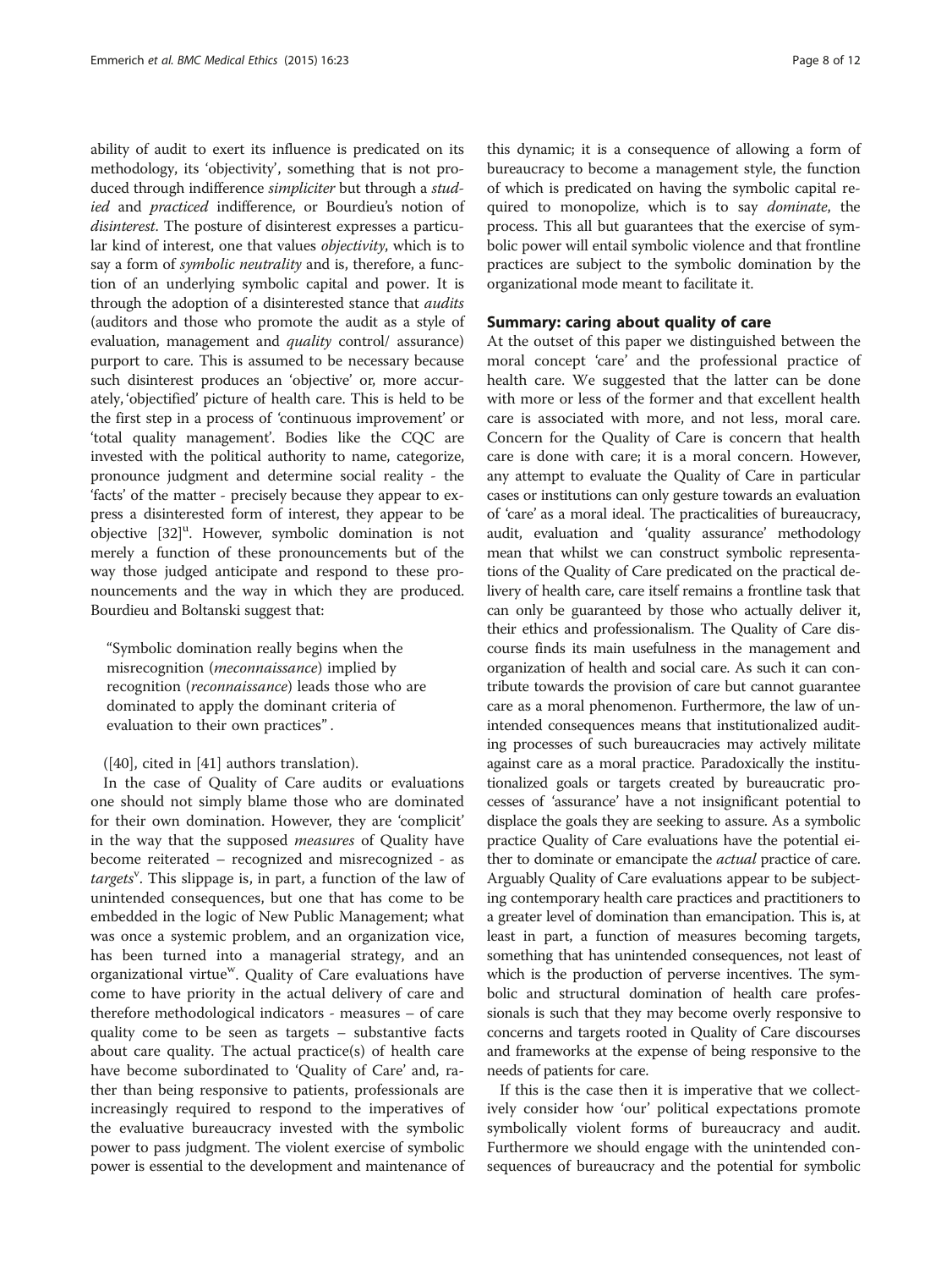ability of audit to exert its influence is predicated on its methodology, its 'objectivity', something that is not produced through indifference *simpliciter* but through a *studied* and *practiced* indifference, or Bourdieu's notion of *disinterest*. The posture of disinterest expresses a particular kind of interest, one that values *objectivity*, which is to say a form of *symbolic neutrality* and is, therefore, a function of an underlying symbolic capital and power. It is through the adoption of a disinterested stance that *audits* (auditors and those who promote the audit as a style of evaluation, management and *quality* control/ assurance) purport to care. This is assumed to be necessary because such disinterest produces an 'objective' or, more accurately, 'objectified' picture of health care. This is held to be the first step in a process of 'continuous improvement' or 'total quality management'. Bodies like the CQC are invested with the political authority to name, categorize, pronounce judgment and determine social reality - the 'facts' of the matter - precisely because they appear to express a disinterested form of interest, they appear to be objective [32][u]. However, symbolic domination is not merely a function of these pronouncements but of the way those judged anticipate and respond to these pronouncements and the way in which they are produced. Bourdieu and Boltanski suggest that:

> "Symbolic domination really begins when the misrecognition (*meconnaissance*) implied by recognition (*reconnaissance*) leads those who are dominated to apply the dominant criteria of evaluation to their own practices" .

([40], cited in [41] authors translation).

In the case of Quality of Care audits or evaluations one should not simply blame those who are dominated for their own domination. However, they are 'complicit' in the way that the supposed *measures* of Quality have become reiterated – recognized and misrecognized - as *targets*[v]. This slippage is, in part, a function of the law of unintended consequences, but one that has come to be embedded in the logic of New Public Management; what was once a systemic problem, and an organization vice, has been turned into a managerial strategy, and an organizational virtue[w]. Quality of Care evaluations have come to have priority in the actual delivery of care and therefore methodological indicators - measures – of care quality come to be seen as targets – substantive facts about care quality. The actual practice(s) of health care have become subordinated to 'Quality of Care' and, rather than being responsive to patients, professionals are increasingly required to respond to the imperatives of the evaluative bureaucracy invested with the symbolic power to pass judgment. The violent exercise of symbolic power is essential to the development and maintenance of this dynamic; it is a consequence of allowing a form of bureaucracy to become a management style, the function of which is predicated on having the symbolic capital required to monopolize, which is to say *dominate*, the process. This all but guarantees that the exercise of symbolic power will entail symbolic violence and that frontline practices are subject to the symbolic domination by the organizational mode meant to facilitate it.

## Summary: caring about quality of care

At the outset of this paper we distinguished between the moral concept 'care' and the professional practice of health care. We suggested that the latter can be done with more or less of the former and that excellent health care is associated with more, and not less, moral care. Concern for the Quality of Care is concern that health care is done with care; it is a moral concern. However, any attempt to evaluate the Quality of Care in particular cases or institutions can only gesture towards an evaluation of 'care' as a moral ideal. The practicalities of bureaucracy, audit, evaluation and 'quality assurance' methodology mean that whilst we can construct symbolic representations of the Quality of Care predicated on the practical delivery of health care, care itself remains a frontline task that can only be guaranteed by those who actually deliver it, their ethics and professionalism. The Quality of Care discourse finds its main usefulness in the management and organization of health and social care. As such it can contribute towards the provision of care but cannot guarantee care as a moral phenomenon. Furthermore, the law of unintended consequences means that institutionalized auditing processes of such bureaucracies may actively militate against care as a moral practice. Paradoxically the institutionalized goals or targets created by bureaucratic processes of 'assurance' have a not insignificant potential to displace the goals they are seeking to assure. As a symbolic practice Quality of Care evaluations have the potential either to dominate or emancipate the *actual* practice of care. Arguably Quality of Care evaluations appear to be subjecting contemporary health care practices and practitioners to a greater level of domination than emancipation. This is, at least in part, a function of measures becoming targets, something that has unintended consequences, not least of which is the production of perverse incentives. The symbolic and structural domination of health care professionals is such that they may become overly responsive to concerns and targets rooted in Quality of Care discourses and frameworks at the expense of being responsive to the needs of patients for care.

If this is the case then it is imperative that we collectively consider how 'our' political expectations promote symbolically violent forms of bureaucracy and audit. Furthermore we should engage with the unintended consequences of bureaucracy and the potential for symbolic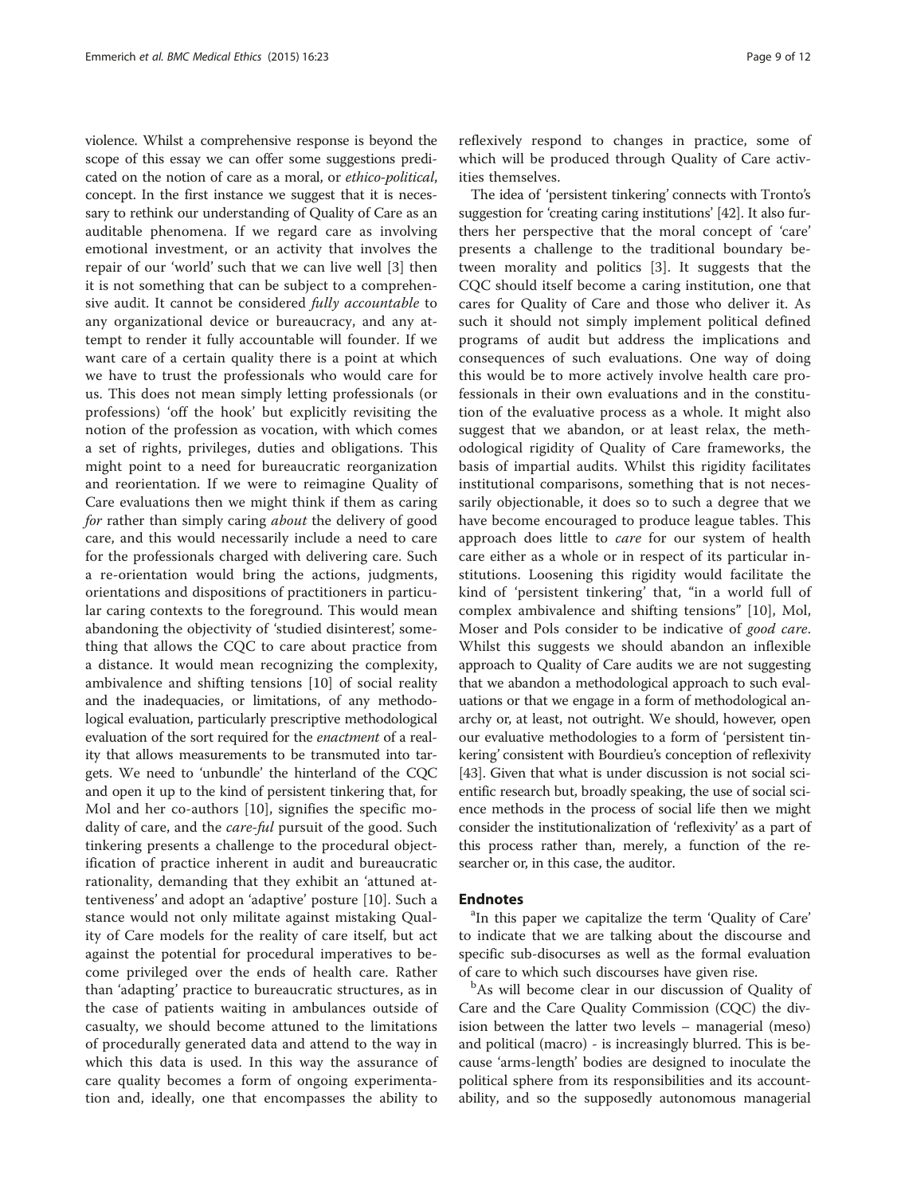violence. Whilst a comprehensive response is beyond the scope of this essay we can offer some suggestions predicated on the notion of care as a moral, or *ethico-political*, concept. In the first instance we suggest that it is necessary to rethink our understanding of Quality of Care as an auditable phenomena. If we regard care as involving emotional investment, or an activity that involves the repair of our 'world' such that we can live well [3] then it is not something that can be subject to a comprehensive audit. It cannot be considered *fully accountable* to any organizational device or bureaucracy, and any attempt to render it fully accountable will founder. If we want care of a certain quality there is a point at which we have to trust the professionals who would care for us. This does not mean simply letting professionals (or professions) 'off the hook' but explicitly revisiting the notion of the profession as vocation, with which comes a set of rights, privileges, duties and obligations. This might point to a need for bureaucratic reorganization and reorientation. If we were to reimagine Quality of Care evaluations then we might think if them as caring *for* rather than simply caring *about* the delivery of good care, and this would necessarily include a need to care for the professionals charged with delivering care. Such a re-orientation would bring the actions, judgments, orientations and dispositions of practitioners in particular caring contexts to the foreground. This would mean abandoning the objectivity of 'studied disinterest', something that allows the CQC to care about practice from a distance. It would mean recognizing the complexity, ambivalence and shifting tensions [10] of social reality and the inadequacies, or limitations, of any methodological evaluation, particularly prescriptive methodological evaluation of the sort required for the *enactment* of a reality that allows measurements to be transmuted into targets. We need to 'unbundle' the hinterland of the CQC and open it up to the kind of persistent tinkering that, for Mol and her co-authors [10], signifies the specific modality of care, and the *care-ful* pursuit of the good. Such tinkering presents a challenge to the procedural objectification of practice inherent in audit and bureaucratic rationality, demanding that they exhibit an 'attuned attentiveness' and adopt an 'adaptive' posture [10]. Such a stance would not only militate against mistaking Quality of Care models for the reality of care itself, but act against the potential for procedural imperatives to become privileged over the ends of health care. Rather than 'adapting' practice to bureaucratic structures, as in the case of patients waiting in ambulances outside of casualty, we should become attuned to the limitations of procedurally generated data and attend to the way in which this data is used. In this way the assurance of care quality becomes a form of ongoing experimentation and, ideally, one that encompasses the ability to reflexively respond to changes in practice, some of which will be produced through Quality of Care activities themselves.

The idea of 'persistent tinkering' connects with Tronto's suggestion for 'creating caring institutions' [42]. It also furthers her perspective that the moral concept of 'care' presents a challenge to the traditional boundary between morality and politics [3]. It suggests that the CQC should itself become a caring institution, one that cares for Quality of Care and those who deliver it. As such it should not simply implement political defined programs of audit but address the implications and consequences of such evaluations. One way of doing this would be to more actively involve health care professionals in their own evaluations and in the constitution of the evaluative process as a whole. It might also suggest that we abandon, or at least relax, the methodological rigidity of Quality of Care frameworks, the basis of impartial audits. Whilst this rigidity facilitates institutional comparisons, something that is not necessarily objectionable, it does so to such a degree that we have become encouraged to produce league tables. This approach does little to *care* for our system of health care either as a whole or in respect of its particular institutions. Loosening this rigidity would facilitate the kind of 'persistent tinkering' that, "in a world full of complex ambivalence and shifting tensions" [10], Mol, Moser and Pols consider to be indicative of *good care*. Whilst this suggests we should abandon an inflexible approach to Quality of Care audits we are not suggesting that we abandon a methodological approach to such evaluations or that we engage in a form of methodological anarchy or, at least, not outright. We should, however, open our evaluative methodologies to a form of 'persistent tinkering' consistent with Bourdieu's conception of reflexivity [43]. Given that what is under discussion is not social scientific research but, broadly speaking, the use of social science methods in the process of social life then we might consider the institutionalization of 'reflexivity' as a part of this process rather than, merely, a function of the researcher or, in this case, the auditor.

## Endnotes

[a]In this paper we capitalize the term 'Quality of Care' to indicate that we are talking about the discourse and specific sub-disocurses as well as the formal evaluation of care to which such discourses have given rise.

[b]As will become clear in our discussion of Quality of Care and the Care Quality Commission (CQC) the division between the latter two levels – managerial (meso) and political (macro) - is increasingly blurred. This is because 'arms-length' bodies are designed to inoculate the political sphere from its responsibilities and its accountability, and so the supposedly autonomous managerial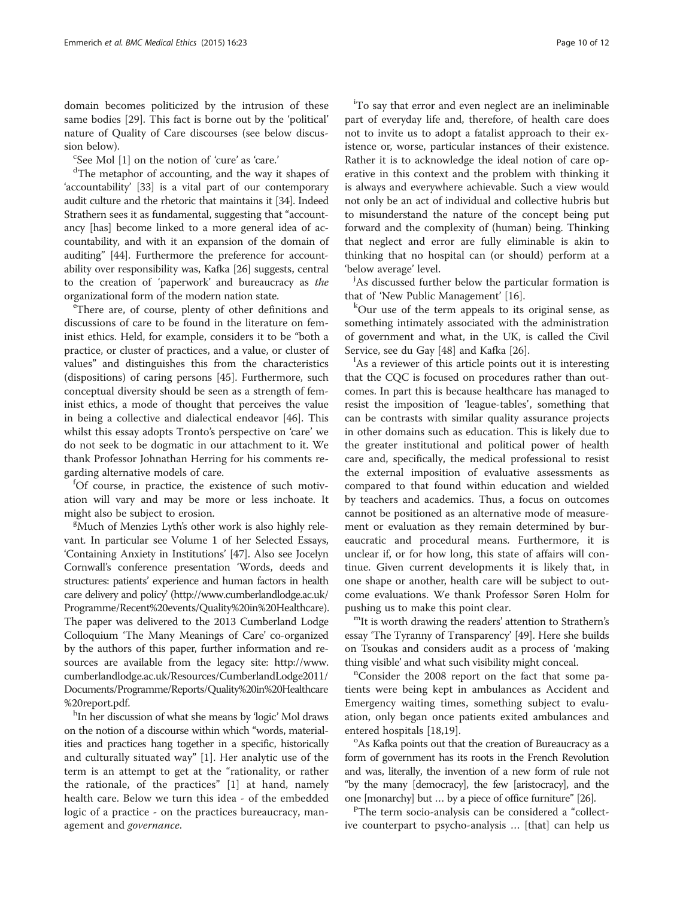domain becomes politicized by the intrusion of these same bodies [29]. This fact is borne out by the 'political' nature of Quality of Care discourses (see below discussion below).

[c]See Mol [1] on the notion of 'cure' as 'care.'

[d]The metaphor of accounting, and the way it shapes of 'accountability' [33] is a vital part of our contemporary audit culture and the rhetoric that maintains it [34]. Indeed Strathern sees it as fundamental, suggesting that "accountancy [has] become linked to a more general idea of accountability, and with it an expansion of the domain of auditing" [44]. Furthermore the preference for accountability over responsibility was, Kafka [26] suggests, central to the creation of 'paperwork' and bureaucracy as *the* organizational form of the modern nation state.

[e]There are, of course, plenty of other definitions and discussions of care to be found in the literature on feminist ethics. Held, for example, considers it to be "both a practice, or cluster of practices, and a value, or cluster of values" and distinguishes this from the characteristics (dispositions) of caring persons [45]. Furthermore, such conceptual diversity should be seen as a strength of feminist ethics, a mode of thought that perceives the value in being a collective and dialectical endeavor [46]. This whilst this essay adopts Tronto's perspective on 'care' we do not seek to be dogmatic in our attachment to it. We thank Professor Johnathan Herring for his comments regarding alternative models of care.

[f]Of course, in practice, the existence of such motivation will vary and may be more or less inchoate. It might also be subject to erosion.

[g]Much of Menzies Lyth's other work is also highly relevant. In particular see Volume 1 of her Selected Essays, 'Containing Anxiety in Institutions' [47]. Also see Jocelyn Cornwall's conference presentation 'Words, deeds and structures: patients' experience and human factors in health care delivery and policy' (http://www.cumberlandlodge.ac.uk/Programme/Recent%20events/Quality%20in%20Healthcare). The paper was delivered to the 2013 Cumberland Lodge Colloquium 'The Many Meanings of Care' co-organized by the authors of this paper, further information and resources are available from the legacy site: http://www.cumberlandlodge.ac.uk/Resources/CumberlandLodge2011/Documents/Programme/Reports/Quality%20in%20Healthcare%20report.pdf.

[h]In her discussion of what she means by 'logic' Mol draws on the notion of a discourse within which "words, materialities and practices hang together in a specific, historically and culturally situated way" [1]. Her analytic use of the term is an attempt to get at the "rationality, or rather the rationale, of the practices" [1] at hand, namely health care. Below we turn this idea - of the embedded logic of a practice - on the practices bureaucracy, management and *governance*.

[i]To say that error and even neglect are an ineliminable part of everyday life and, therefore, of health care does not to invite us to adopt a fatalist approach to their existence or, worse, particular instances of their existence. Rather it is to acknowledge the ideal notion of care operative in this context and the problem with thinking it is always and everywhere achievable. Such a view would not only be an act of individual and collective hubris but to misunderstand the nature of the concept being put forward and the complexity of (human) being. Thinking that neglect and error are fully eliminable is akin to thinking that no hospital can (or should) perform at a 'below average' level.

[j]As discussed further below the particular formation is that of 'New Public Management' [16].

[k]Our use of the term appeals to its original sense, as something intimately associated with the administration of government and what, in the UK, is called the Civil Service, see du Gay [48] and Kafka [26].

[l]As a reviewer of this article points out it is interesting that the CQC is focused on procedures rather than outcomes. In part this is because healthcare has managed to resist the imposition of 'league-tables', something that can be contrasts with similar quality assurance projects in other domains such as education. This is likely due to the greater institutional and political power of health care and, specifically, the medical professional to resist the external imposition of evaluative assessments as compared to that found within education and wielded by teachers and academics. Thus, a focus on outcomes cannot be positioned as an alternative mode of measurement or evaluation as they remain determined by bureaucratic and procedural means. Furthermore, it is unclear if, or for how long, this state of affairs will continue. Given current developments it is likely that, in one shape or another, health care will be subject to outcome evaluations. We thank Professor Søren Holm for pushing us to make this point clear.

[m]It is worth drawing the readers' attention to Strathern's essay 'The Tyranny of Transparency' [49]. Here she builds on Tsoukas and considers audit as a process of 'making thing visible' and what such visibility might conceal.

[n]Consider the 2008 report on the fact that some patients were being kept in ambulances as Accident and Emergency waiting times, something subject to evaluation, only began once patients exited ambulances and entered hospitals [18,19].

[o]As Kafka points out that the creation of Bureaucracy as a form of government has its roots in the French Revolution and was, literally, the invention of a new form of rule not "by the many [democracy], the few [aristocracy], and the one [monarchy] but … by a piece of office furniture" [26].

[p]The term socio-analysis can be considered a "collective counterpart to psycho-analysis … [that] can help us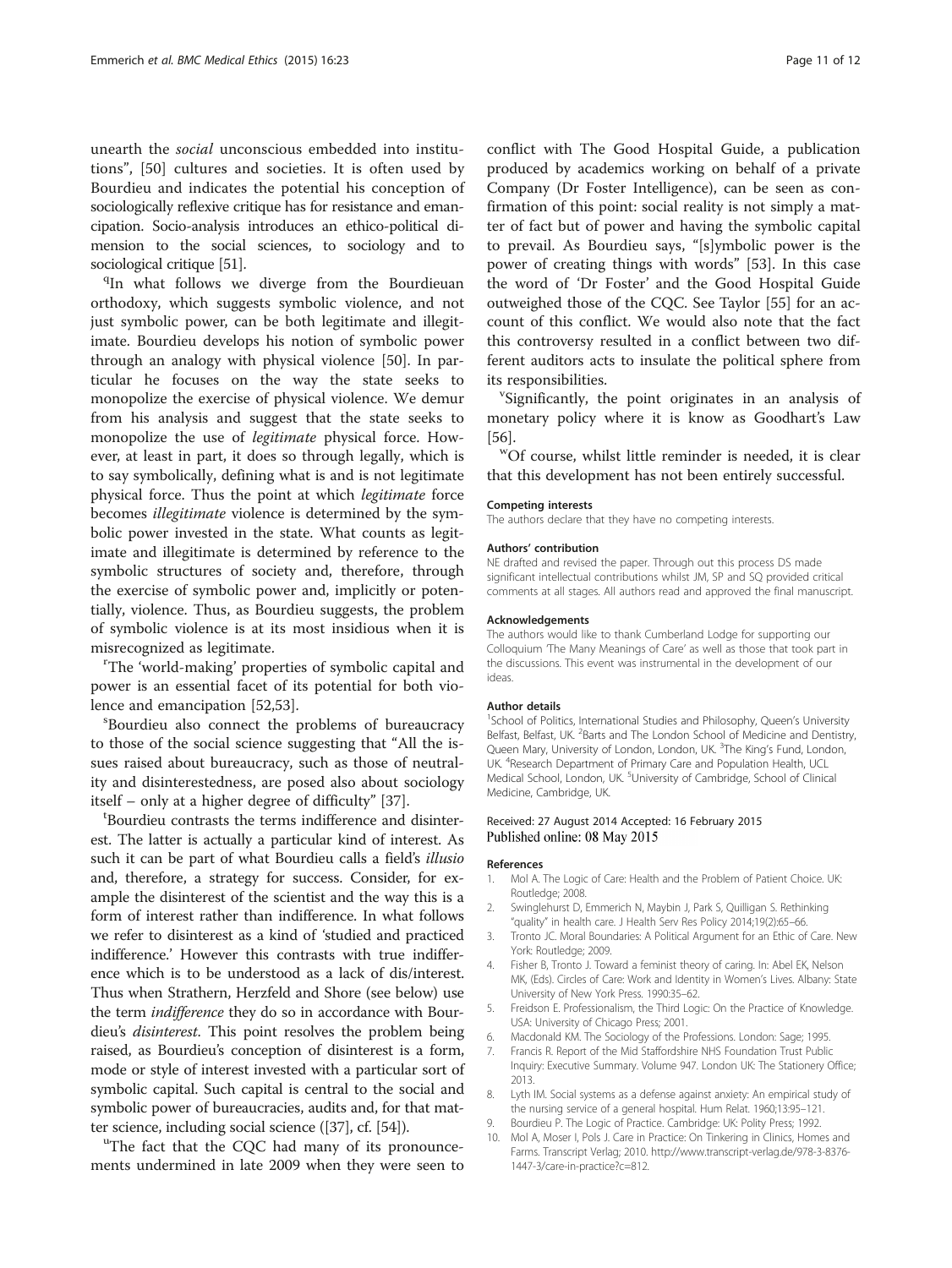unearth the *social* unconscious embedded into institutions", [50] cultures and societies. It is often used by Bourdieu and indicates the potential his conception of sociologically reflexive critique has for resistance and emancipation. Socio-analysis introduces an ethico-political dimension to the social sciences, to sociology and to sociological critique [51].

[q]In what follows we diverge from the Bourdieuan orthodoxy, which suggests symbolic violence, and not just symbolic power, can be both legitimate and illegitimate. Bourdieu develops his notion of symbolic power through an analogy with physical violence [50]. In particular he focuses on the way the state seeks to monopolize the exercise of physical violence. We demur from his analysis and suggest that the state seeks to monopolize the use of *legitimate* physical force. However, at least in part, it does so through legally, which is to say symbolically, defining what is and is not legitimate physical force. Thus the point at which *legitimate* force becomes *illegitimate* violence is determined by the symbolic power invested in the state. What counts as legitimate and illegitimate is determined by reference to the symbolic structures of society and, therefore, through the exercise of symbolic power and, implicitly or potentially, violence. Thus, as Bourdieu suggests, the problem of symbolic violence is at its most insidious when it is misrecognized as legitimate.

[r]The 'world-making' properties of symbolic capital and power is an essential facet of its potential for both violence and emancipation [52,53].

[s]Bourdieu also connect the problems of bureaucracy to those of the social science suggesting that "All the issues raised about bureaucracy, such as those of neutrality and disinterestedness, are posed also about sociology itself – only at a higher degree of difficulty" [37].

[t]Bourdieu contrasts the terms indifference and disinterest. The latter is actually a particular kind of interest. As such it can be part of what Bourdieu calls a field's *illusio* and, therefore, a strategy for success. Consider, for example the disinterest of the scientist and the way this is a form of interest rather than indifference. In what follows we refer to disinterest as a kind of 'studied and practiced indifference.' However this contrasts with true indifference which is to be understood as a lack of dis/interest. Thus when Strathern, Herzfeld and Shore (see below) use the term *indifference* they do so in accordance with Bourdieu's *disinterest*. This point resolves the problem being raised, as Bourdieu's conception of disinterest is a form, mode or style of interest invested with a particular sort of symbolic capital. Such capital is central to the social and symbolic power of bureaucracies, audits and, for that matter science, including social science ([37], cf. [54]).

[u]The fact that the CQC had many of its pronouncements undermined in late 2009 when they were seen to conflict with The Good Hospital Guide, a publication produced by academics working on behalf of a private Company (Dr Foster Intelligence), can be seen as confirmation of this point: social reality is not simply a matter of fact but of power and having the symbolic capital to prevail. As Bourdieu says, "[s]ymbolic power is the power of creating things with words" [53]. In this case the word of 'Dr Foster' and the Good Hospital Guide outweighed those of the CQC. See Taylor [55] for an account of this conflict. We would also note that the fact this controversy resulted in a conflict between two different auditors acts to insulate the political sphere from its responsibilities.

[v]Significantly, the point originates in an analysis of monetary policy where it is know as Goodhart's Law [56].

[w]Of course, whilst little reminder is needed, it is clear that this development has not been entirely successful.

#### Competing interests

The authors declare that they have no competing interests.

#### Authors' contribution

NE drafted and revised the paper. Through out this process DS made significant intellectual contributions whilst JM, SP and SQ provided critical comments at all stages. All authors read and approved the final manuscript.

#### Acknowledgements

The authors would like to thank Cumberland Lodge for supporting our Colloquium 'The Many Meanings of Care' as well as those that took part in the discussions. This event was instrumental in the development of our ideas.

#### Author details

[1]School of Politics, International Studies and Philosophy, Queen's University Belfast, Belfast, UK. [2]Barts and The London School of Medicine and Dentistry, Queen Mary, University of London, London, UK. [3]The King's Fund, London, UK. [4]Research Department of Primary Care and Population Health, UCL Medical School, London, UK. [5]University of Cambridge, School of Clinical Medicine, Cambridge, UK.

Received: 27 August 2014 Accepted: 16 February 2015
Published online: 08 May 2015

#### References

1. Mol A. The Logic of Care: Health and the Problem of Patient Choice. UK: Routledge; 2008.
2. Swinglehurst D, Emmerich N, Maybin J, Park S, Quilligan S. Rethinking "quality" in health care. J Health Serv Res Policy 2014;19(2):65–66.
3. Tronto JC. Moral Boundaries: A Political Argument for an Ethic of Care. New York: Routledge; 2009.
4. Fisher B, Tronto J. Toward a feminist theory of caring. In: Abel EK, Nelson MK, (Eds). Circles of Care: Work and Identity in Women's Lives. Albany: State University of New York Press. 1990:35–62.
5. Freidson E. Professionalism, the Third Logic: On the Practice of Knowledge. USA: University of Chicago Press; 2001.
6. Macdonald KM. The Sociology of the Professions. London: Sage; 1995.
7. Francis R. Report of the Mid Staffordshire NHS Foundation Trust Public Inquiry: Executive Summary. Volume 947. London UK: The Stationery Office; 2013.
8. Lyth IM. Social systems as a defense against anxiety: An empirical study of the nursing service of a general hospital. Hum Relat. 1960;13:95–121.
9. Bourdieu P. The Logic of Practice. Cambridge: UK: Polity Press; 1992.
10. Mol A, Moser I, Pols J. Care in Practice: On Tinkering in Clinics, Homes and Farms. Transcript Verlag; 2010. http://www.transcript-verlag.de/978-3-8376-1447-3/care-in-practice?c=812.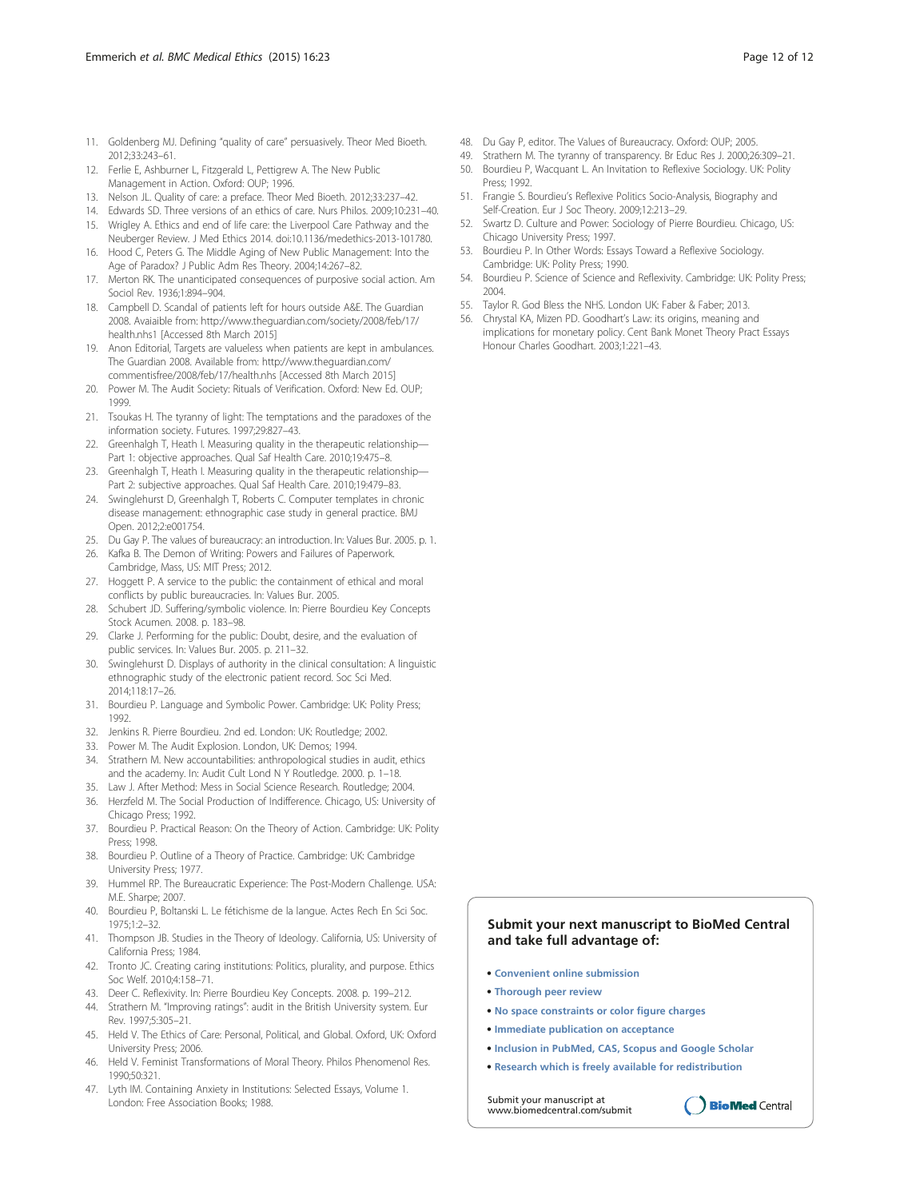11. Goldenberg MJ. Defining "quality of care" persuasively. Theor Med Bioeth. 2012;33:243–61.
12. Ferlie E, Ashburner L, Fitzgerald L, Pettigrew A. The New Public Management in Action. Oxford: OUP; 1996.
13. Nelson JL. Quality of care: a preface. Theor Med Bioeth. 2012;33:237–42.
14. Edwards SD. Three versions of an ethics of care. Nurs Philos. 2009;10:231–40.
15. Wrigley A. Ethics and end of life care: the Liverpool Care Pathway and the Neuberger Review. J Med Ethics 2014. doi:10.1136/medethics-2013-101780.
16. Hood C, Peters G. The Middle Aging of New Public Management: Into the Age of Paradox? J Public Adm Res Theory. 2004;14:267–82.
17. Merton RK. The unanticipated consequences of purposive social action. Am Sociol Rev. 1936;1:894–904.
18. Campbell D. Scandal of patients left for hours outside A&E. The Guardian 2008. Avaiaible from: http://www.theguardian.com/society/2008/feb/17/health.nhs1 [Accessed 8th March 2015]
19. Anon Editorial, Targets are valueless when patients are kept in ambulances. The Guardian 2008. Available from: http://www.theguardian.com/commentisfree/2008/feb/17/health.nhs [Accessed 8th March 2015]
20. Power M. The Audit Society: Rituals of Verification. Oxford: New Ed. OUP; 1999.
21. Tsoukas H. The tyranny of light: The temptations and the paradoxes of the information society. Futures. 1997;29:827–43.
22. Greenhalgh T, Heath I. Measuring quality in the therapeutic relationship—Part 1: objective approaches. Qual Saf Health Care. 2010;19:475–8.
23. Greenhalgh T, Heath I. Measuring quality in the therapeutic relationship—Part 2: subjective approaches. Qual Saf Health Care. 2010;19:479–83.
24. Swinglehurst D, Greenhalgh T, Roberts C. Computer templates in chronic disease management: ethnographic case study in general practice. BMJ Open. 2012;2:e001754.
25. Du Gay P. The values of bureaucracy: an introduction. In: Values Bur. 2005. p. 1.
26. Kafka B. The Demon of Writing: Powers and Failures of Paperwork. Cambridge, Mass, US: MIT Press; 2012.
27. Hoggett P. A service to the public: the containment of ethical and moral conflicts by public bureaucracies. In: Values Bur. 2005.
28. Schubert JD. Suffering/symbolic violence. In: Pierre Bourdieu Key Concepts Stock Acumen. 2008. p. 183–98.
29. Clarke J. Performing for the public: Doubt, desire, and the evaluation of public services. In: Values Bur. 2005. p. 211–32.
30. Swinglehurst D. Displays of authority in the clinical consultation: A linguistic ethnographic study of the electronic patient record. Soc Sci Med. 2014;118:17–26.
31. Bourdieu P. Language and Symbolic Power. Cambridge: UK: Polity Press; 1992.
32. Jenkins R. Pierre Bourdieu. 2nd ed. London: UK: Routledge; 2002.
33. Power M. The Audit Explosion. London, UK: Demos; 1994.
34. Strathern M. New accountabilities: anthropological studies in audit, ethics and the academy. In: Audit Cult Lond N Y Routledge. 2000. p. 1–18.
35. Law J. After Method: Mess in Social Science Research. Routledge; 2004.
36. Herzfeld M. The Social Production of Indifference. Chicago, US: University of Chicago Press; 1992.
37. Bourdieu P. Practical Reason: On the Theory of Action. Cambridge: UK: Polity Press; 1998.
38. Bourdieu P. Outline of a Theory of Practice. Cambridge: UK: Cambridge University Press; 1977.
39. Hummel RP. The Bureaucratic Experience: The Post-Modern Challenge. USA: M.E. Sharpe; 2007.
40. Bourdieu P, Boltanski L. Le fétichisme de la langue. Actes Rech En Sci Soc. 1975;1:2–32.
41. Thompson JB. Studies in the Theory of Ideology. California, US: University of California Press; 1984.
42. Tronto JC. Creating caring institutions: Politics, plurality, and purpose. Ethics Soc Welf. 2010;4:158–71.
43. Deer C. Reflexivity. In: Pierre Bourdieu Key Concepts. 2008. p. 199–212.
44. Strathern M. "Improving ratings": audit in the British University system. Eur Rev. 1997;5:305–21.
45. Held V. The Ethics of Care: Personal, Political, and Global. Oxford, UK: Oxford University Press; 2006.
46. Held V. Feminist Transformations of Moral Theory. Philos Phenomenol Res. 1990;50:321.
47. Lyth IM. Containing Anxiety in Institutions: Selected Essays, Volume 1. London: Free Association Books; 1988.
48. Du Gay P, editor. The Values of Bureaucracy. Oxford: OUP; 2005.
49. Strathern M. The tyranny of transparency. Br Educ Res J. 2000;26:309–21.
50. Bourdieu P, Wacquant L. An Invitation to Reflexive Sociology. UK: Polity Press; 1992.
51. Frangie S. Bourdieu's Reflexive Politics Socio-Analysis, Biography and Self-Creation. Eur J Soc Theory. 2009;12:213–29.
52. Swartz D. Culture and Power: Sociology of Pierre Bourdieu. Chicago, US: Chicago University Press; 1997.
53. Bourdieu P. In Other Words: Essays Toward a Reflexive Sociology. Cambridge: UK: Polity Press; 1990.
54. Bourdieu P. Science of Science and Reflexivity. Cambridge: UK: Polity Press; 2004.
55. Taylor R. God Bless the NHS. London UK: Faber & Faber; 2013.
56. Chrystal KA, Mizen PD. Goodhart's Law: its origins, meaning and implications for monetary policy. Cent Bank Monet Theory Pract Essays Honour Charles Goodhart. 2003;1:221–43.

**Submit your next manuscript to BioMed Central and take full advantage of:**

- **Convenient online submission**
- **Thorough peer review**
- **No space constraints or color figure charges**
- **Immediate publication on acceptance**
- **Inclusion in PubMed, CAS, Scopus and Google Scholar**
- **Research which is freely available for redistribution**

Submit your manuscript at
www.biomedcentral.com/submit

BioMed Central